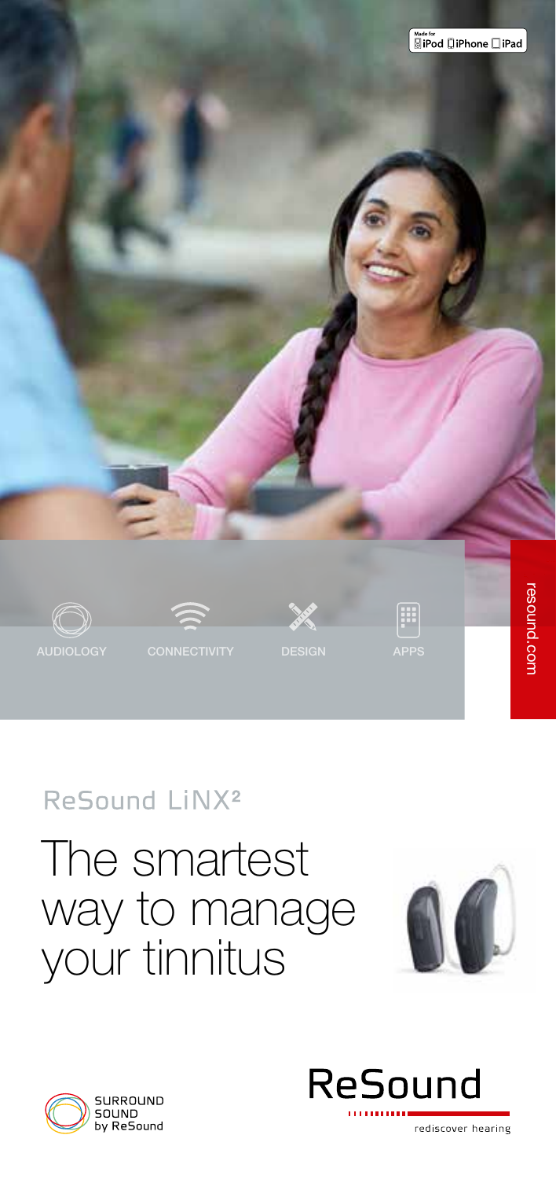Made for iPod iPhone iPad

AUDIOLOGY CONNECTIVITY DESIGN APPS

resound.com

ReSound LiNX²

# The smartest way to manage your tinnitus

SURROUND SOUND by ReSound

ReSound

rediscover hearing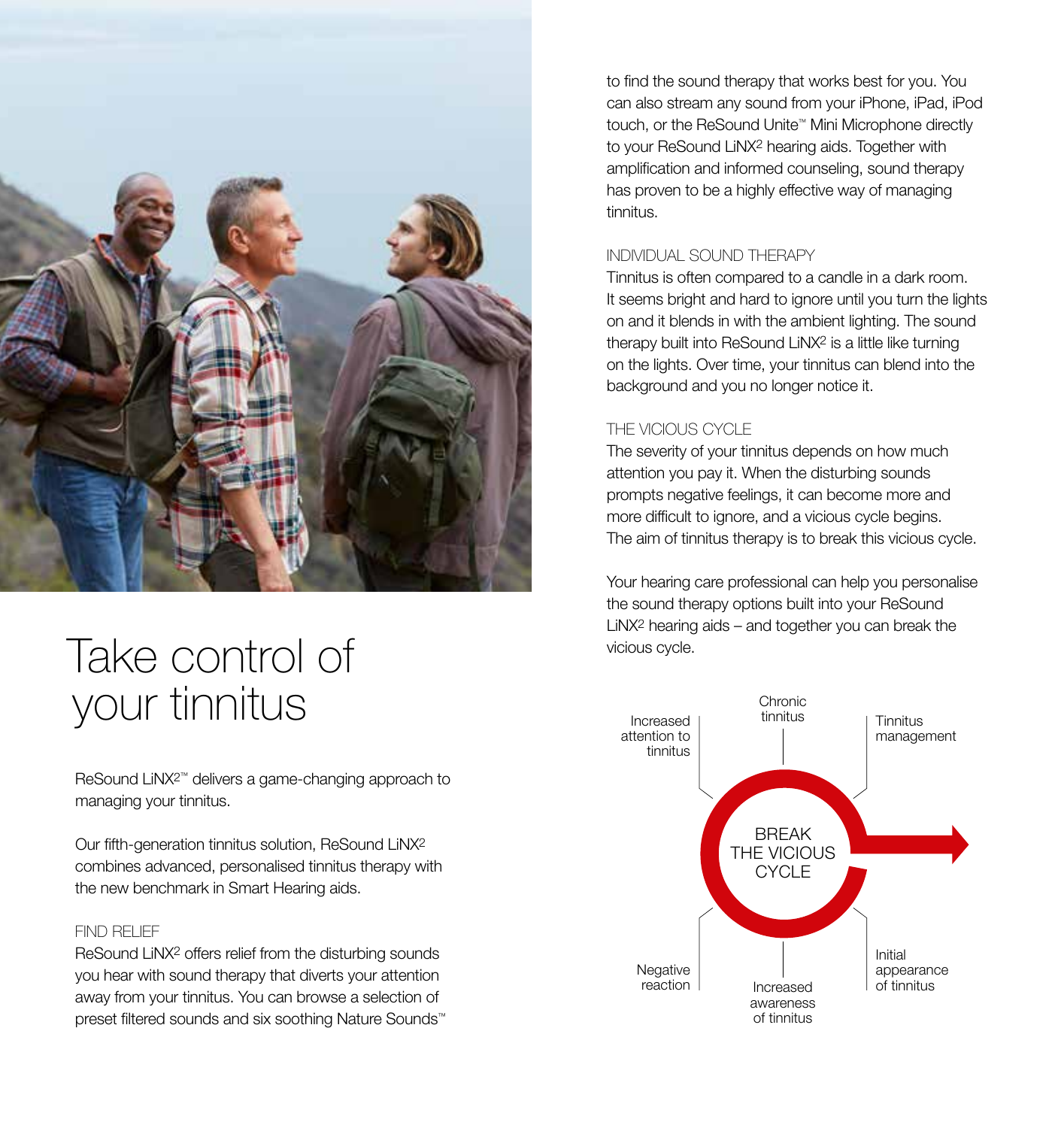# Take control of your tinnitus

ReSound LiNX2™ delivers a game-changing approach to managing your tinnitus.

Our fifth-generation tinnitus solution, ReSound LiNX2 combines advanced, personalised tinnitus therapy with the new benchmark in Smart Hearing aids.

## FIND RELIEF

ReSound LiNX2 offers relief from the disturbing sounds you hear with sound therapy that diverts your attention away from your tinnitus. You can browse a selection of preset filtered sounds and six soothing Nature Sounds™ to find the sound therapy that works best for you. You can also stream any sound from your iPhone, iPad, iPod touch, or the ReSound Unite™ Mini Microphone directly to your ReSound LiNX2 hearing aids. Together with amplification and informed counseling, sound therapy has proven to be a highly effective way of managing tinnitus.

## INDIVIDUAL SOUND THERAPY

Tinnitus is often compared to a candle in a dark room. It seems bright and hard to ignore until you turn the lights on and it blends in with the ambient lighting. The sound therapy built into ReSound LiNX2 is a little like turning on the lights. Over time, your tinnitus can blend into the background and you no longer notice it.

## THE VICIOUS CYCLE

The severity of your tinnitus depends on how much attention you pay it. When the disturbing sounds prompts negative feelings, it can become more and more difficult to ignore, and a vicious cycle begins. The aim of tinnitus therapy is to break this vicious cycle.

Your hearing care professional can help you personalise the sound therapy options built into your ReSound LiNX2 hearing aids – and together you can break the vicious cycle.

BREAK THE VICIOUS CYCLE

Chronic tinnitus · Tinnitus management · Initial appearance of tinnitus · Increased awareness of tinnitus · Negative reaction · Increased attention to tinnitus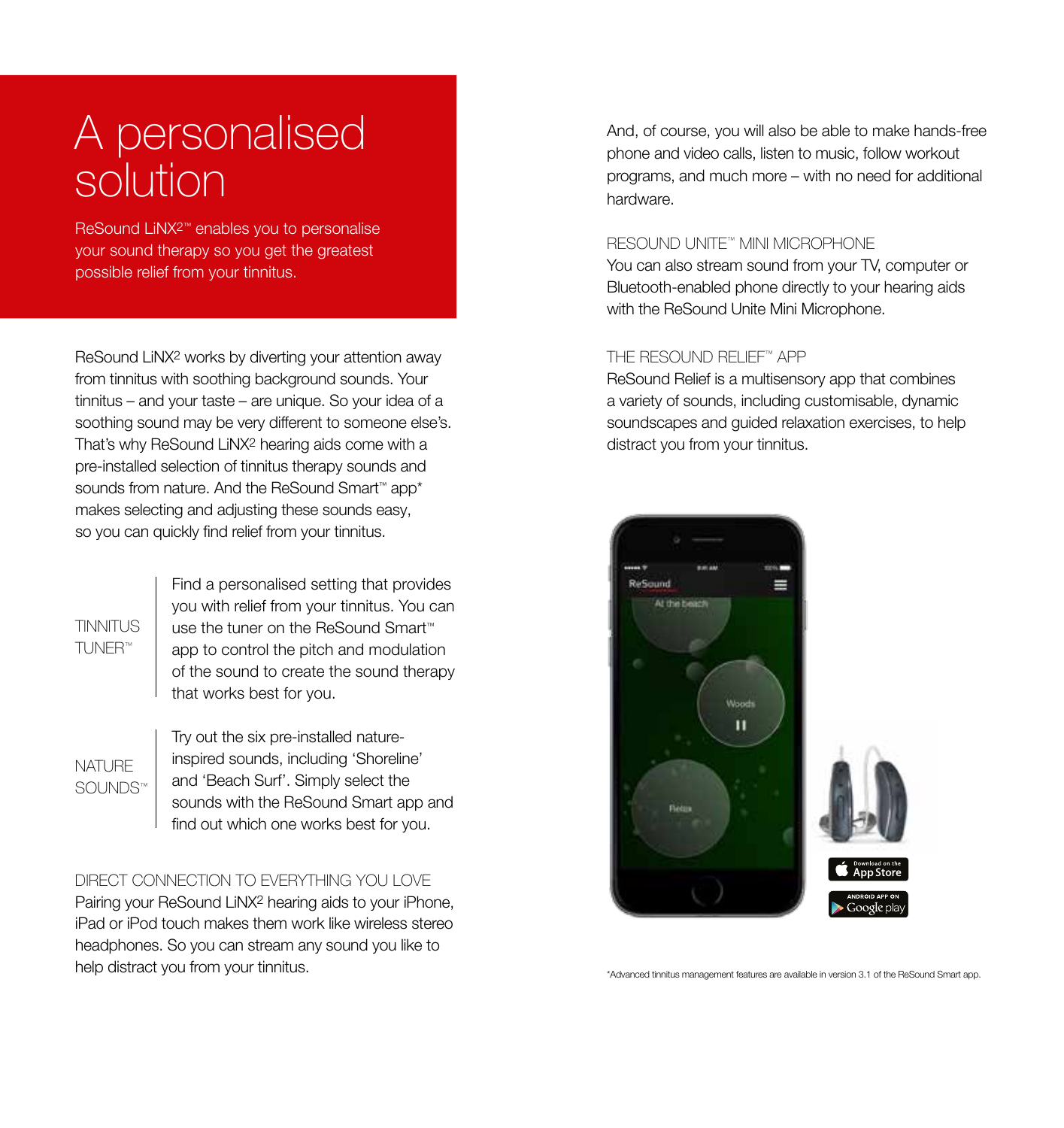# A personalised solution

ReSound LiNX2™ enables you to personalise your sound therapy so you get the greatest possible relief from your tinnitus.

ReSound LiNX2 works by diverting your attention away from tinnitus with soothing background sounds. Your tinnitus – and your taste – are unique. So your idea of a soothing sound may be very different to someone else's. That's why ReSound LiNX2 hearing aids come with a pre-installed selection of tinnitus therapy sounds and sounds from nature. And the ReSound Smart™ app* makes selecting and adjusting these sounds easy, so you can quickly find relief from your tinnitus.

**TINNITUS TUNER™**

Find a personalised setting that provides you with relief from your tinnitus. You can use the tuner on the ReSound Smart™ app to control the pitch and modulation of the sound to create the sound therapy that works best for you.

**NATURE SOUNDS™**

Try out the six pre-installed nature-inspired sounds, including 'Shoreline' and 'Beach Surf'. Simply select the sounds with the ReSound Smart app and find out which one works best for you.

## DIRECT CONNECTION TO EVERYTHING YOU LOVE

Pairing your ReSound LiNX2 hearing aids to your iPhone, iPad or iPod touch makes them work like wireless stereo headphones. So you can stream any sound you like to help distract you from your tinnitus.

And, of course, you will also be able to make hands-free phone and video calls, listen to music, follow workout programs, and much more – with no need for additional hardware.

## RESOUND UNITE™ MINI MICROPHONE

You can also stream sound from your TV, computer or Bluetooth-enabled phone directly to your hearing aids with the ReSound Unite Mini Microphone.

## THE RESOUND RELIEF™ APP

ReSound Relief is a multisensory app that combines a variety of sounds, including customisable, dynamic soundscapes and guided relaxation exercises, to help distract you from your tinnitus.

*Advanced tinnitus management features are available in version 3.1 of the ReSound Smart app.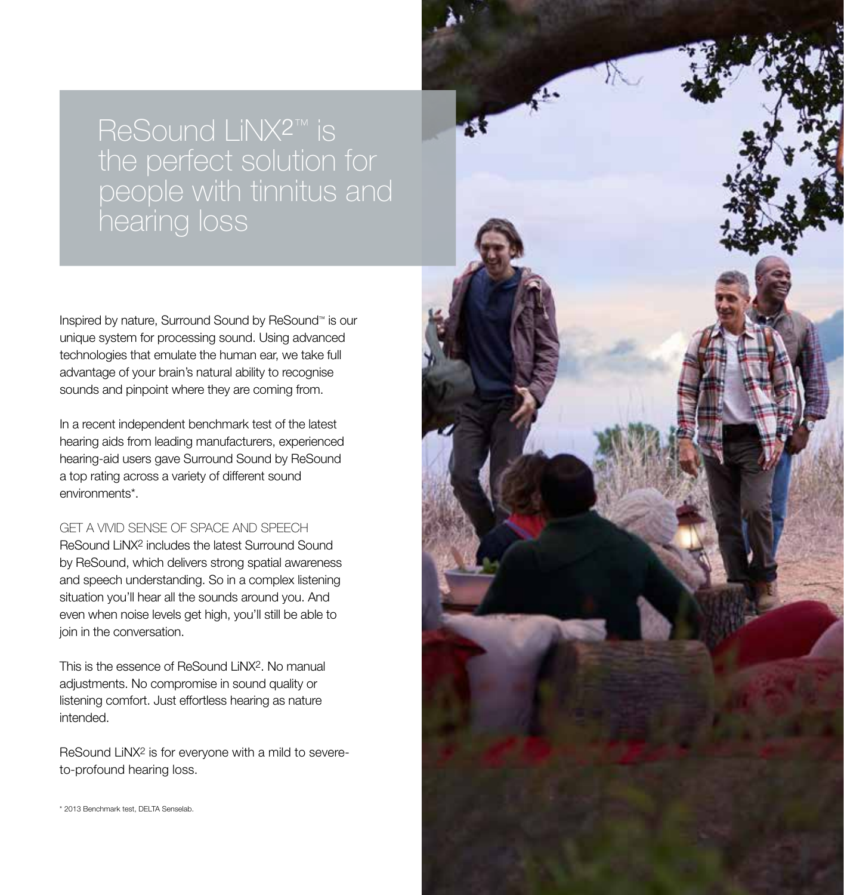# ReSound LiNX2™ is the perfect solution for people with tinnitus and hearing loss

Inspired by nature, Surround Sound by ReSound™ is our unique system for processing sound. Using advanced technologies that emulate the human ear, we take full advantage of your brain's natural ability to recognise sounds and pinpoint where they are coming from.

In a recent independent benchmark test of the latest hearing aids from leading manufacturers, experienced hearing-aid users gave Surround Sound by ReSound a top rating across a variety of different sound environments*.

## GET A VIVID SENSE OF SPACE AND SPEECH

ReSound LiNX2 includes the latest Surround Sound by ReSound, which delivers strong spatial awareness and speech understanding. So in a complex listening situation you'll hear all the sounds around you. And even when noise levels get high, you'll still be able to join in the conversation.

This is the essence of ReSound LiNX2. No manual adjustments. No compromise in sound quality or listening comfort. Just effortless hearing as nature intended.

ReSound LiNX2 is for everyone with a mild to severe-to-profound hearing loss.

\* 2013 Benchmark test, DELTA Senselab.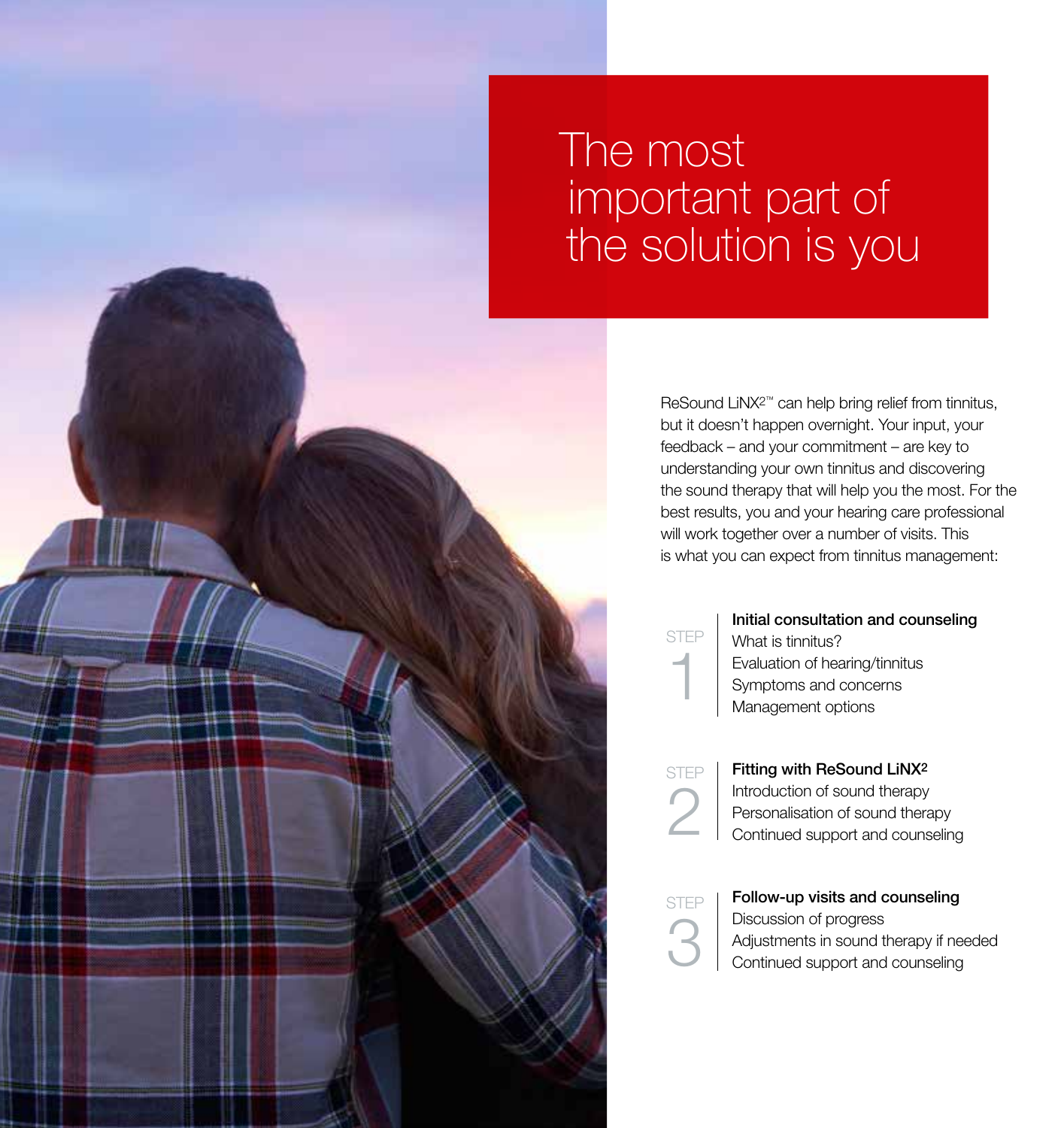# The most important part of the solution is you

ReSound LiNX2™ can help bring relief from tinnitus, but it doesn't happen overnight. Your input, your feedback – and your commitment – are key to understanding your own tinnitus and discovering the sound therapy that will help you the most. For the best results, you and your hearing care professional will work together over a number of visits. This is what you can expect from tinnitus management:

STEP 1

**Initial consultation and counseling**
What is tinnitus?
Evaluation of hearing/tinnitus
Symptoms and concerns
Management options

STEP 2

**Fitting with ReSound LiNX2**
Introduction of sound therapy
Personalisation of sound therapy
Continued support and counseling

STEP 3

**Follow-up visits and counseling**
Discussion of progress
Adjustments in sound therapy if needed
Continued support and counseling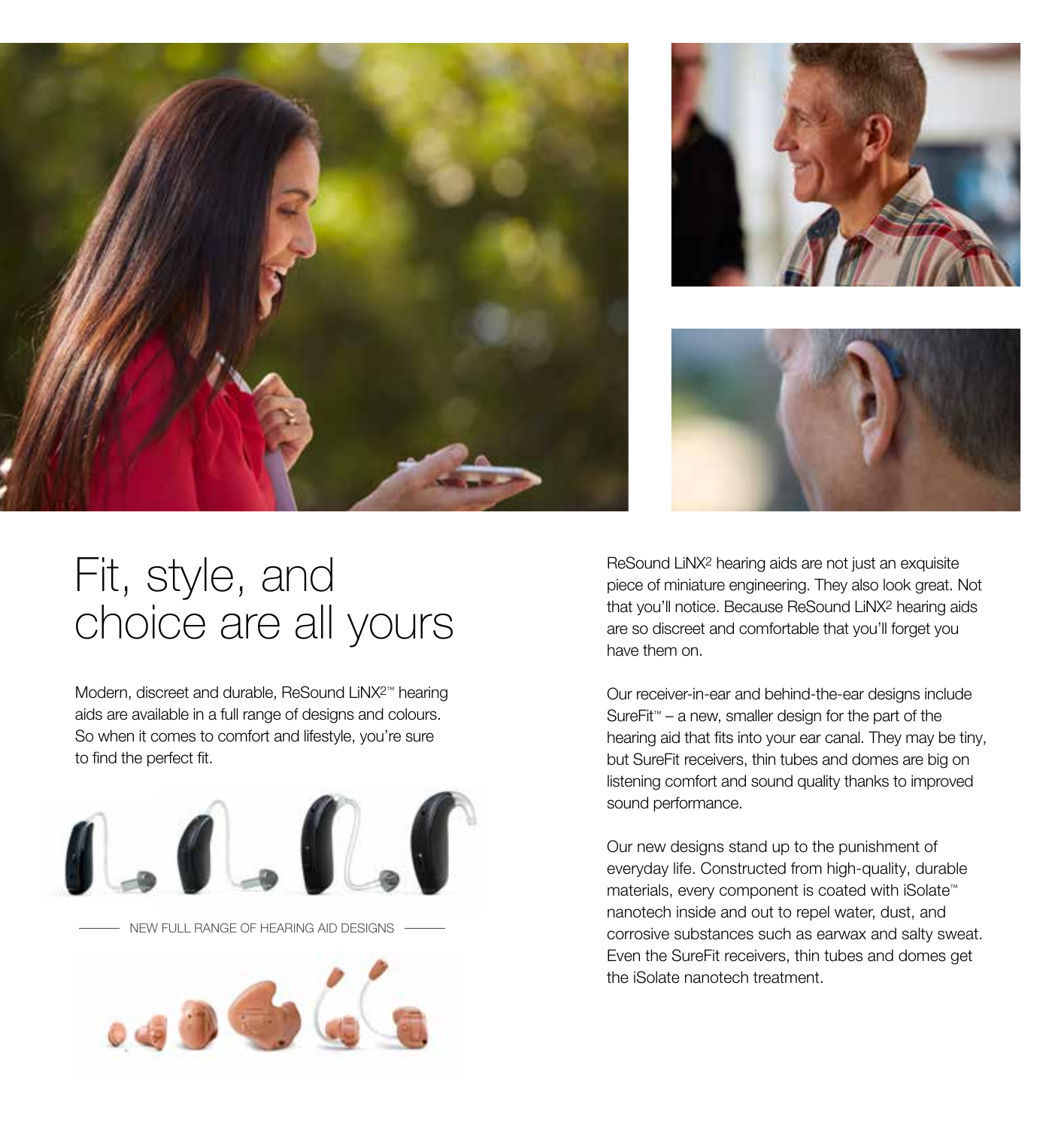# Fit, style, and choice are all yours

Modern, discreet and durable, ReSound LiNX2™ hearing aids are available in a full range of designs and colours. So when it comes to comfort and lifestyle, you're sure to find the perfect fit.

NEW FULL RANGE OF HEARING AID DESIGNS

ReSound LiNX2 hearing aids are not just an exquisite piece of miniature engineering. They also look great. Not that you'll notice. Because ReSound LiNX2 hearing aids are so discreet and comfortable that you'll forget you have them on.

Our receiver-in-ear and behind-the-ear designs include SureFit™ – a new, smaller design for the part of the hearing aid that fits into your ear canal. They may be tiny, but SureFit receivers, thin tubes and domes are big on listening comfort and sound quality thanks to improved sound performance.

Our new designs stand up to the punishment of everyday life. Constructed from high-quality, durable materials, every component is coated with iSolate™ nanotech inside and out to repel water, dust, and corrosive substances such as earwax and salty sweat. Even the SureFit receivers, thin tubes and domes get the iSolate nanotech treatment.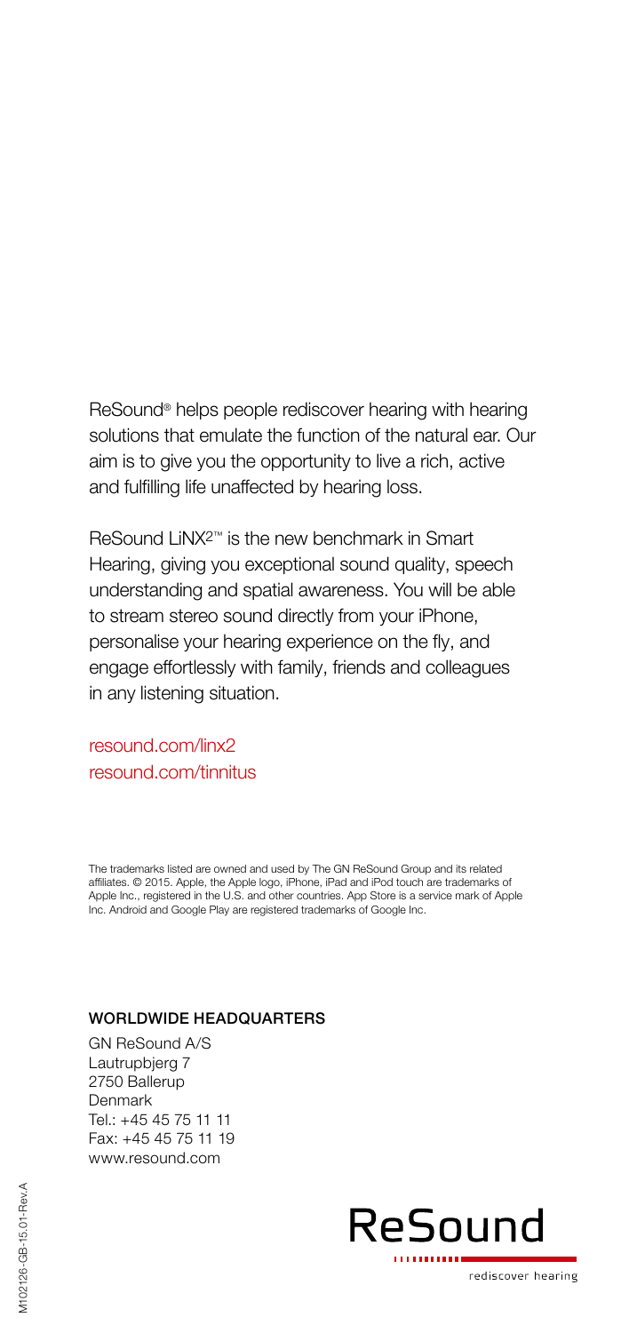ReSound® helps people rediscover hearing with hearing solutions that emulate the function of the natural ear. Our aim is to give you the opportunity to live a rich, active and fulfilling life unaffected by hearing loss.

ReSound LiNX2™ is the new benchmark in Smart Hearing, giving you exceptional sound quality, speech understanding and spatial awareness. You will be able to stream stereo sound directly from your iPhone, personalise your hearing experience on the fly, and engage effortlessly with family, friends and colleagues in any listening situation.

resound.com/linx2
resound.com/tinnitus

The trademarks listed are owned and used by The GN ReSound Group and its related affiliates. © 2015. Apple, the Apple logo, iPhone, iPad and iPod touch are trademarks of Apple Inc., registered in the U.S. and other countries. App Store is a service mark of Apple Inc. Android and Google Play are registered trademarks of Google Inc.

**WORLDWIDE HEADQUARTERS**

GN ReSound A/S
Lautrupbjerg 7
2750 Ballerup
Denmark
Tel.: +45 45 75 11 11
Fax: +45 45 75 11 19
www.resound.com

M102126-GB-15.01-Rev.A

ReSound

rediscover hearing